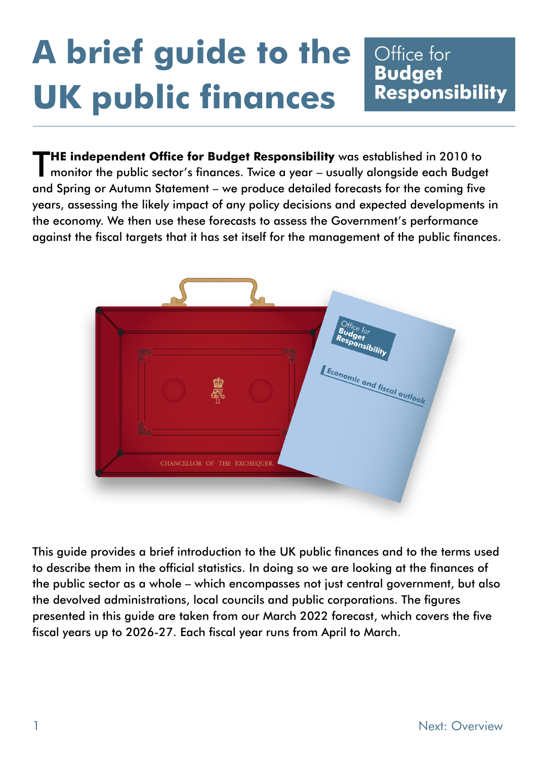# A brief guide to the UK public finances

Office for **Budget Responsibility**

**THE independent Office for Budget Responsibility** was established in 2010 to monitor the public sector's finances. Twice a year – usually alongside each Budget and Spring or Autumn Statement – we produce detailed forecasts for the coming five years, assessing the likely impact of any policy decisions and expected developments in the economy. We then use these forecasts to assess the Government's performance against the fiscal targets that it has set itself for the management of the public finances.

This guide provides a brief introduction to the UK public finances and to the terms used to describe them in the official statistics. In doing so we are looking at the finances of the public sector as a whole – which encompasses not just central government, but also the devolved administrations, local councils and public corporations. The figures presented in this guide are taken from our March 2022 forecast, which covers the five fiscal years up to 2026-27. Each fiscal year runs from April to March.

Next: Overview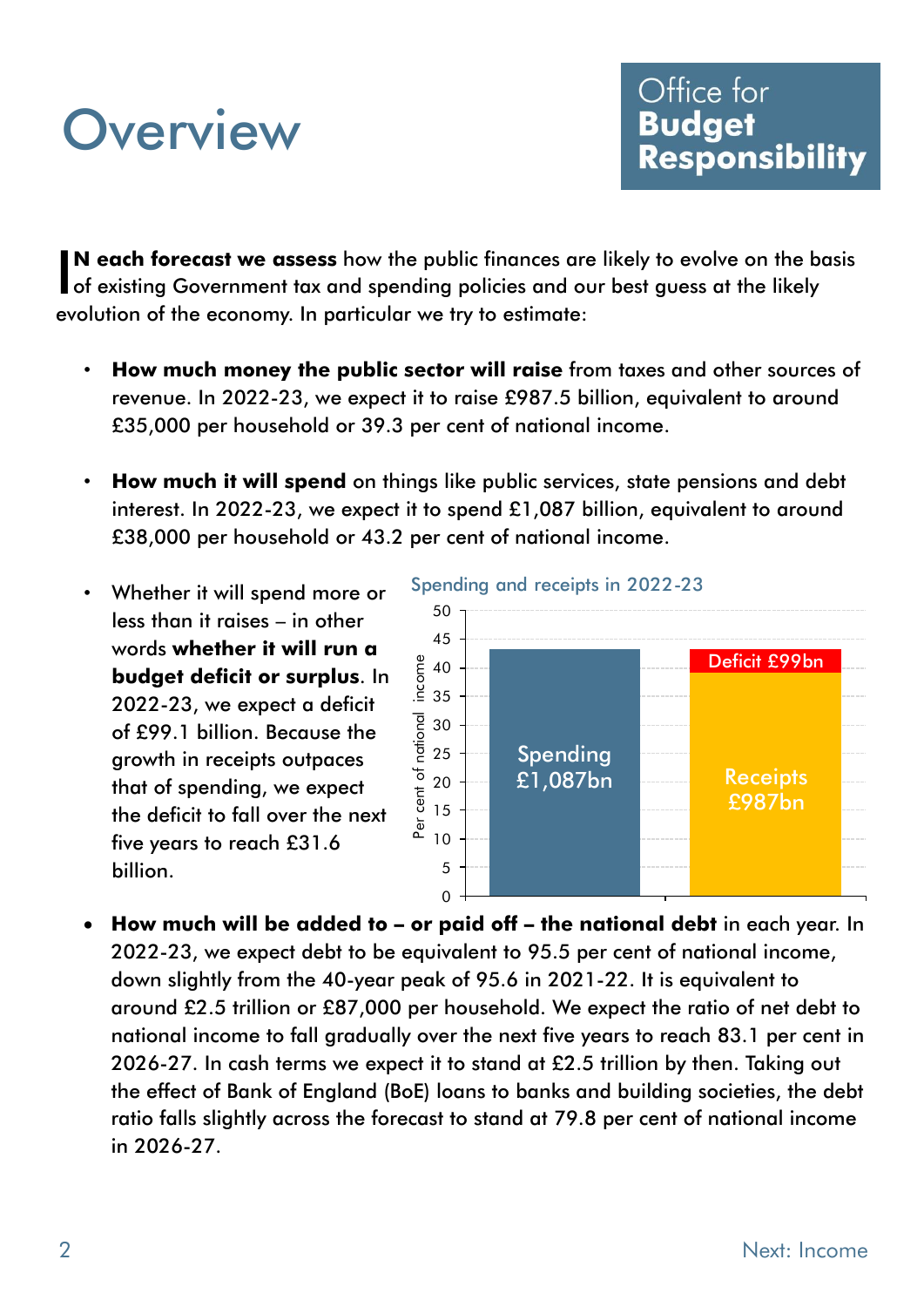# Overview

Office for **Budget Responsibility**

**IN each forecast we assess** how the public finances are likely to evolve on the basis of existing Government tax and spending policies and our best guess at the likely evolution of the economy. In particular we try to estimate:

- **How much money the public sector will raise** from taxes and other sources of revenue. In 2022-23, we expect it to raise £987.5 billion, equivalent to around £35,000 per household or 39.3 per cent of national income.

- **How much it will spend** on things like public services, state pensions and debt interest. In 2022-23, we expect it to spend £1,087 billion, equivalent to around £38,000 per household or 43.2 per cent of national income.

- Whether it will spend more or less than it raises – in other words **whether it will run a budget deficit or surplus**. In 2022-23, we expect a deficit of £99.1 billion. Because the growth in receipts outpaces that of spending, we expect the deficit to fall over the next five years to reach £31.6 billion.

Spending and receipts in 2022-23

| | Per cent of national income |
|---|---|
| Spending £1,087bn | 43.2 |
| Receipts £987bn | 39.3 |
| Deficit £99bn | |

- **How much will be added to – or paid off – the national debt** in each year. In 2022-23, we expect debt to be equivalent to 95.5 per cent of national income, down slightly from the 40-year peak of 95.6 in 2021-22. It is equivalent to around £2.5 trillion or £87,000 per household. We expect the ratio of net debt to national income to fall gradually over the next five years to reach 83.1 per cent in 2026-27. In cash terms we expect it to stand at £2.5 trillion by then. Taking out the effect of Bank of England (BoE) loans to banks and building societies, the debt ratio falls slightly across the forecast to stand at 79.8 per cent of national income in 2026-27.

Next: Income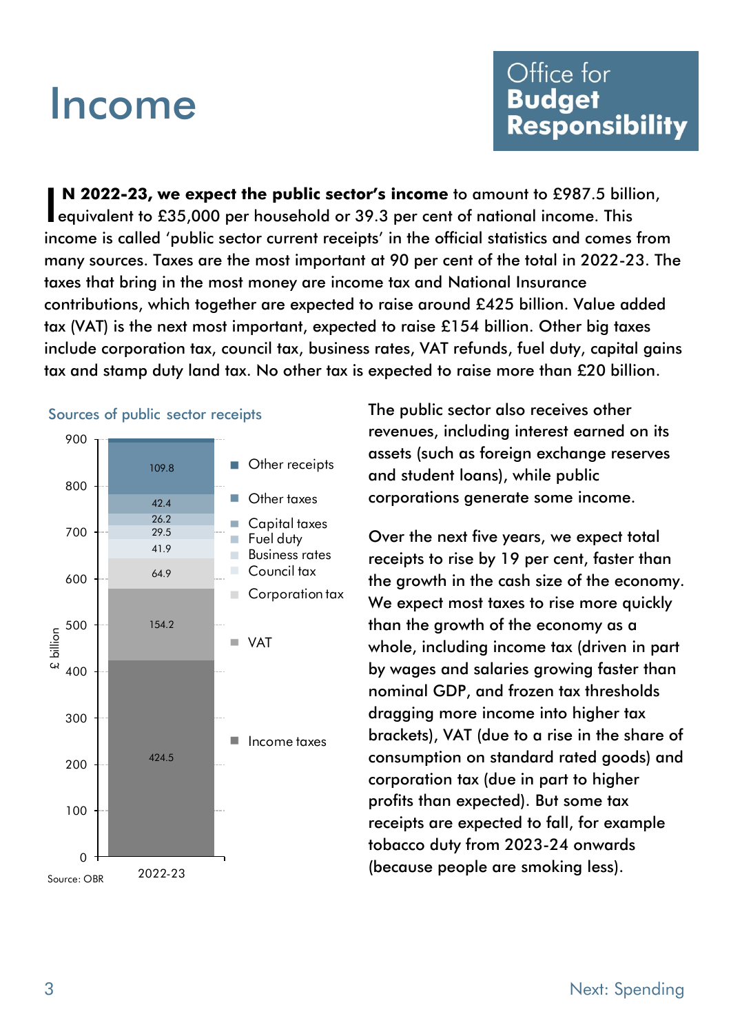# Income

**IN 2022-23, we expect the public sector's income** to amount to £987.5 billion, equivalent to £35,000 per household or 39.3 per cent of national income. This income is called 'public sector current receipts' in the official statistics and comes from many sources. Taxes are the most important at 90 per cent of the total in 2022-23. The taxes that bring in the most money are income tax and National Insurance contributions, which together are expected to raise around £425 billion. Value added tax (VAT) is the next most important, expected to raise £154 billion. Other big taxes include corporation tax, council tax, business rates, VAT refunds, fuel duty, capital gains tax and stamp duty land tax. No other tax is expected to raise more than £20 billion.

Sources of public sector receipts

| Source (£ billion) | 2022-23 |
|---|---|
| Other receipts | 109.8 |
| Other taxes | 42.4 |
| Capital taxes | 26.2 |
| Fuel duty | 29.5 |
| Business rates | 41.9 |
| Council tax | 64.9 |
| Corporation tax | |
| VAT | 154.2 |
| Income taxes | 424.5 |

Source: OBR

The public sector also receives other revenues, including interest earned on its assets (such as foreign exchange reserves and student loans), while public corporations generate some income.

Over the next five years, we expect total receipts to rise by 19 per cent, faster than the growth in the cash size of the economy. We expect most taxes to rise more quickly than the growth of the economy as a whole, including income tax (driven in part by wages and salaries growing faster than nominal GDP, and frozen tax thresholds dragging more income into higher tax brackets), VAT (due to a rise in the share of consumption on standard rated goods) and corporation tax (due in part to higher profits than expected). But some tax receipts are expected to fall, for example tobacco duty from 2023-24 onwards (because people are smoking less).

Next: Spending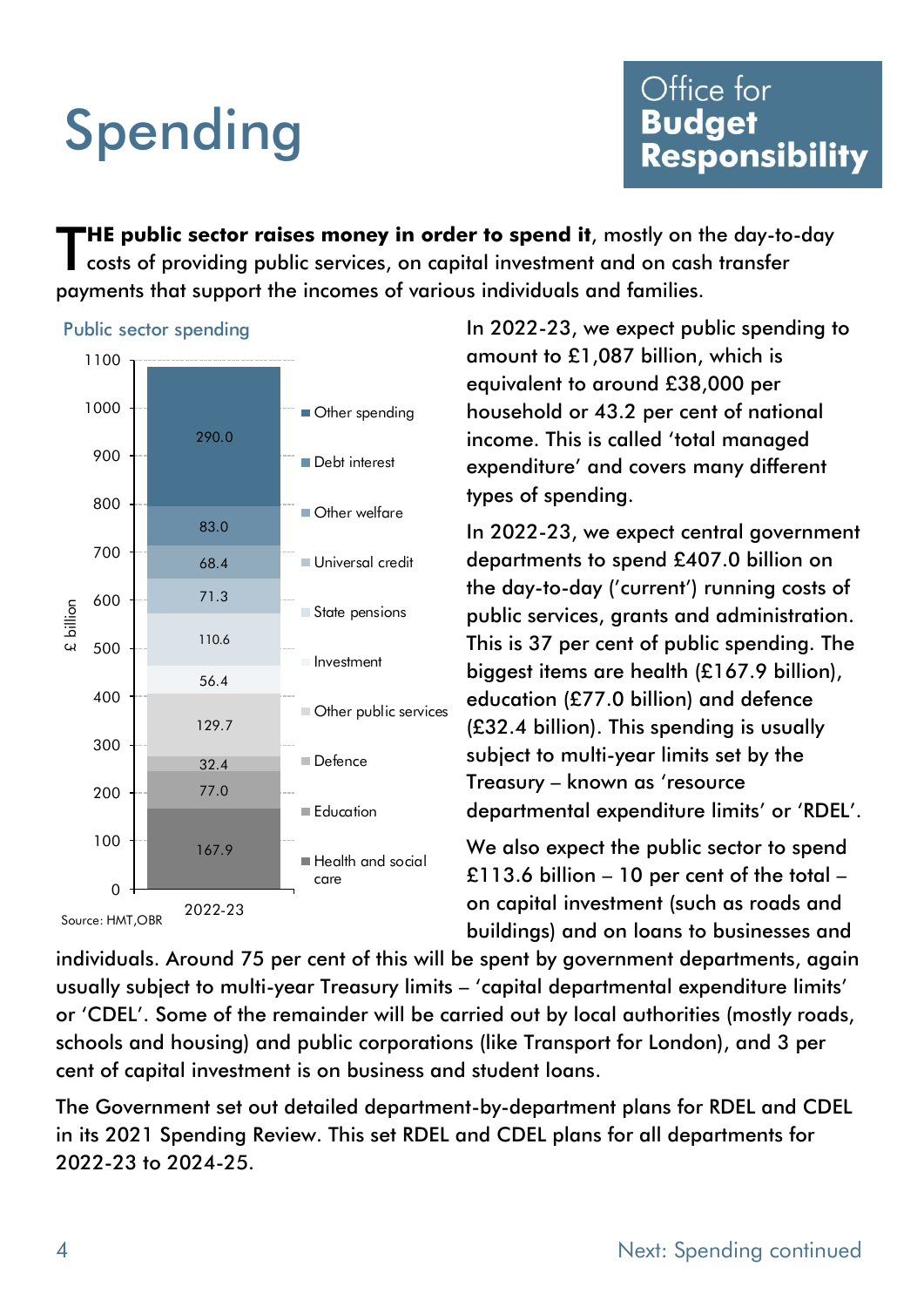# Spending

**THE public sector raises money in order to spend it**, mostly on the day-to-day costs of providing public services, on capital investment and on cash transfer payments that support the incomes of various individuals and families.

Public sector spending

| £ billion | 2022-23 |
| --- | --- |
| Other spending | 290.0 |
| Debt interest | 83.0 |
| Other welfare | 68.4 |
| Universal credit | 71.3 |
| State pensions | 110.6 |
| Investment | 56.4 |
| Other public services | 129.7 |
| Defence | 32.4 |
| Education | 77.0 |
| Health and social care | 167.9 |

Source: HMT,OBR

In 2022-23, we expect public spending to amount to £1,087 billion, which is equivalent to around £38,000 per household or 43.2 per cent of national income. This is called 'total managed expenditure' and covers many different types of spending.

In 2022-23, we expect central government departments to spend £407.0 billion on the day-to-day ('current') running costs of public services, grants and administration. This is 37 per cent of public spending. The biggest items are health (£167.9 billion), education (£77.0 billion) and defence (£32.4 billion). This spending is usually subject to multi-year limits set by the Treasury – known as 'resource departmental expenditure limits' or 'RDEL'.

We also expect the public sector to spend £113.6 billion – 10 per cent of the total – on capital investment (such as roads and buildings) and on loans to businesses and individuals. Around 75 per cent of this will be spent by government departments, again usually subject to multi-year Treasury limits – 'capital departmental expenditure limits' or 'CDEL'. Some of the remainder will be carried out by local authorities (mostly roads, schools and housing) and public corporations (like Transport for London), and 3 per cent of capital investment is on business and student loans.

The Government set out detailed department-by-department plans for RDEL and CDEL in its 2021 Spending Review. This set RDEL and CDEL plans for all departments for 2022-23 to 2024-25.

Next: Spending continued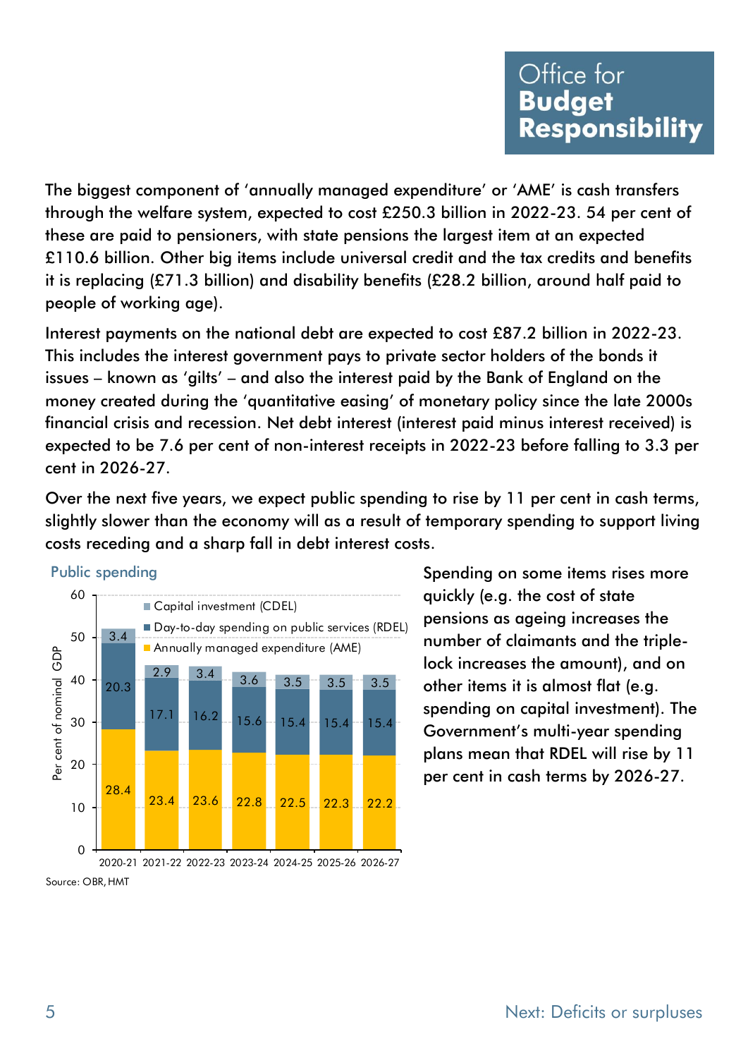The biggest component of 'annually managed expenditure' or 'AME' is cash transfers through the welfare system, expected to cost £250.3 billion in 2022-23. 54 per cent of these are paid to pensioners, with state pensions the largest item at an expected £110.6 billion. Other big items include universal credit and the tax credits and benefits it is replacing (£71.3 billion) and disability benefits (£28.2 billion, around half paid to people of working age).

Interest payments on the national debt are expected to cost £87.2 billion in 2022-23. This includes the interest government pays to private sector holders of the bonds it issues – known as 'gilts' – and also the interest paid by the Bank of England on the money created during the 'quantitative easing' of monetary policy since the late 2000s financial crisis and recession. Net debt interest (interest paid minus interest received) is expected to be 7.6 per cent of non-interest receipts in 2022-23 before falling to 3.3 per cent in 2026-27.

Over the next five years, we expect public spending to rise by 11 per cent in cash terms, slightly slower than the economy will as a result of temporary spending to support living costs receding and a sharp fall in debt interest costs.

**Public spending**

| Per cent of nominal GDP | 2020-21 | 2021-22 | 2022-23 | 2023-24 | 2024-25 | 2025-26 | 2026-27 |
|---|---|---|---|---|---|---|---|
| Capital investment (CDEL) | 3.4 | 2.9 | 3.4 | 3.6 | 3.5 | 3.5 | 3.5 |
| Day-to-day spending on public services (RDEL) | 20.3 | 17.1 | 16.2 | 15.6 | 15.4 | 15.4 | 15.4 |
| Annually managed expenditure (AME) | 28.4 | 23.4 | 23.6 | 22.8 | 22.5 | 22.3 | 22.2 |

Source: OBR, HMT

Spending on some items rises more quickly (e.g. the cost of state pensions as ageing increases the number of claimants and the triple-lock increases the amount), and on other items it is almost flat (e.g. spending on capital investment). The Government's multi-year spending plans mean that RDEL will rise by 11 per cent in cash terms by 2026-27.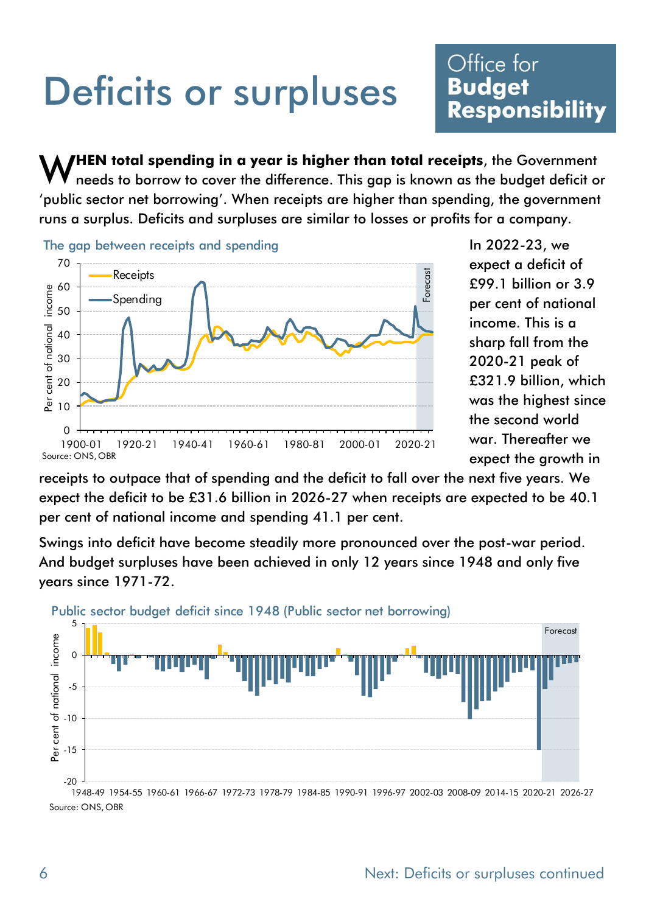# Deficits or surpluses

**Office for Budget Responsibility**

**WHEN total spending in a year is higher than total receipts**, the Government needs to borrow to cover the difference. This gap is known as the budget deficit or 'public sector net borrowing'. When receipts are higher than spending, the government runs a surplus. Deficits and surpluses are similar to losses or profits for a company.

The gap between receipts and spending

Source: ONS, OBR

In 2022-23, we expect a deficit of £99.1 billion or 3.9 per cent of national income. This is a sharp fall from the 2020-21 peak of £321.9 billion, which was the highest since the second world war. Thereafter we expect the growth in receipts to outpace that of spending and the deficit to fall over the next five years. We expect the deficit to be £31.6 billion in 2026-27 when receipts are expected to be 40.1 per cent of national income and spending 41.1 per cent.

Swings into deficit have become steadily more pronounced over the post-war period. And budget surpluses have been achieved in only 12 years since 1948 and only five years since 1971-72.

Public sector budget deficit since 1948 (Public sector net borrowing)

Source: ONS, OBR

Next: Deficits or surpluses continued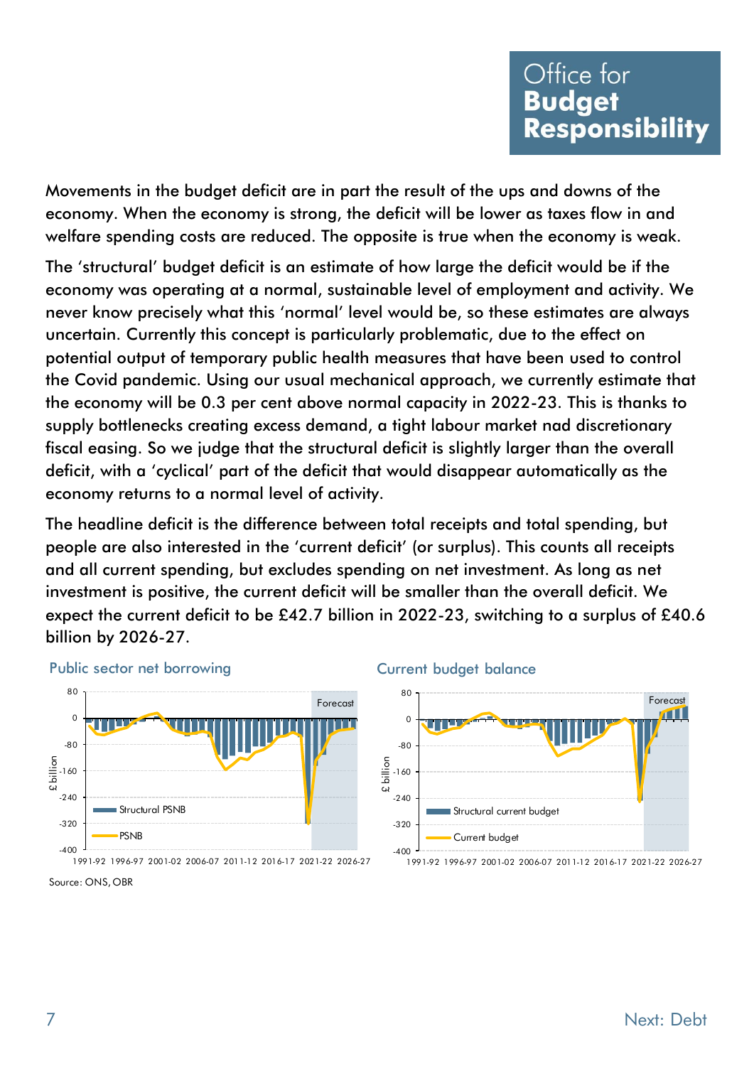Movements in the budget deficit are in part the result of the ups and downs of the economy. When the economy is strong, the deficit will be lower as taxes flow in and welfare spending costs are reduced. The opposite is true when the economy is weak.

The 'structural' budget deficit is an estimate of how large the deficit would be if the economy was operating at a normal, sustainable level of employment and activity. We never know precisely what this 'normal' level would be, so these estimates are always uncertain. Currently this concept is particularly problematic, due to the effect on potential output of temporary public health measures that have been used to control the Covid pandemic. Using our usual mechanical approach, we currently estimate that the economy will be 0.3 per cent above normal capacity in 2022-23. This is thanks to supply bottlenecks creating excess demand, a tight labour market nad discretionary fiscal easing. So we judge that the structural deficit is slightly larger than the overall deficit, with a 'cyclical' part of the deficit that would disappear automatically as the economy returns to a normal level of activity.

The headline deficit is the difference between total receipts and total spending, but people are also interested in the 'current deficit' (or surplus). This counts all receipts and all current spending, but excludes spending on net investment. As long as net investment is positive, the current deficit will be smaller than the overall deficit. We expect the current deficit to be £42.7 billion in 2022-23, switching to a surplus of £40.6 billion by 2026-27.

Public sector net borrowing

Current budget balance

Source: ONS, OBR

Next: Debt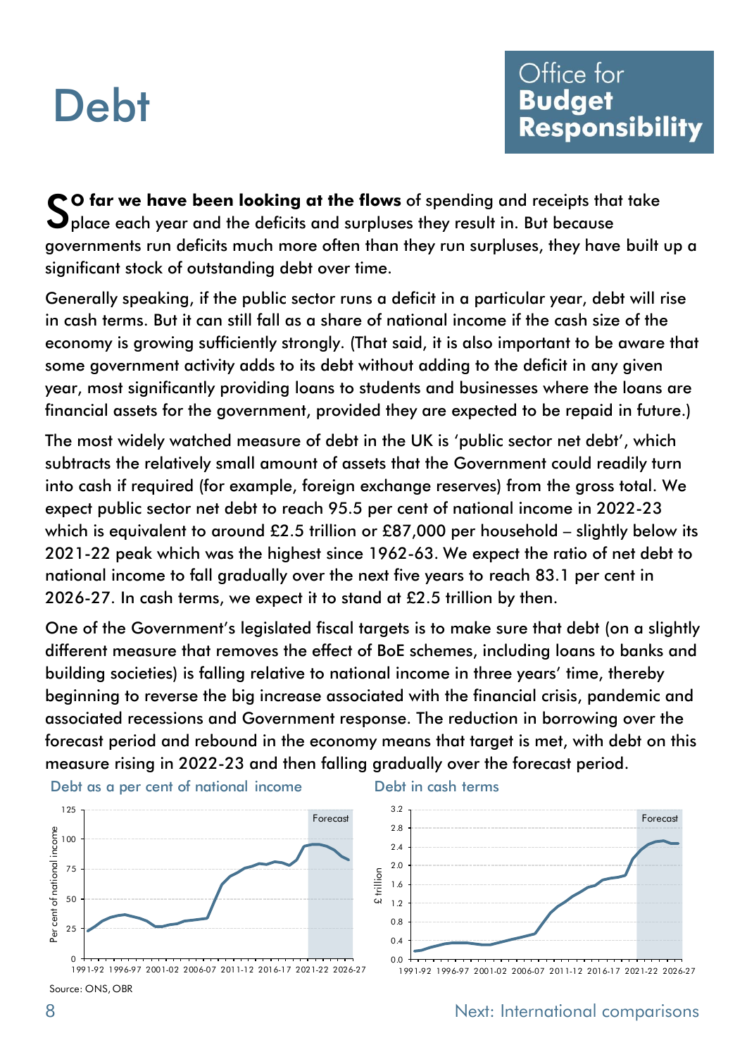# Debt

**So far we have been looking at the flows** of spending and receipts that take place each year and the deficits and surpluses they result in. But because governments run deficits much more often than they run surpluses, they have built up a significant stock of outstanding debt over time.

Generally speaking, if the public sector runs a deficit in a particular year, debt will rise in cash terms. But it can still fall as a share of national income if the cash size of the economy is growing sufficiently strongly. (That said, it is also important to be aware that some government activity adds to its debt without adding to the deficit in any given year, most significantly providing loans to students and businesses where the loans are financial assets for the government, provided they are expected to be repaid in future.)

The most widely watched measure of debt in the UK is 'public sector net debt', which subtracts the relatively small amount of assets that the Government could readily turn into cash if required (for example, foreign exchange reserves) from the gross total. We expect public sector net debt to reach 95.5 per cent of national income in 2022-23 which is equivalent to around £2.5 trillion or £87,000 per household – slightly below its 2021-22 peak which was the highest since 1962-63. We expect the ratio of net debt to national income to fall gradually over the next five years to reach 83.1 per cent in 2026-27. In cash terms, we expect it to stand at £2.5 trillion by then.

One of the Government's legislated fiscal targets is to make sure that debt (on a slightly different measure that removes the effect of BoE schemes, including loans to banks and building societies) is falling relative to national income in three years' time, thereby beginning to reverse the big increase associated with the financial crisis, pandemic and associated recessions and Government response. The reduction in borrowing over the forecast period and rebound in the economy means that target is met, with debt on this measure rising in 2022-23 and then falling gradually over the forecast period.

Debt as a per cent of national income

Debt in cash terms

Source: ONS, OBR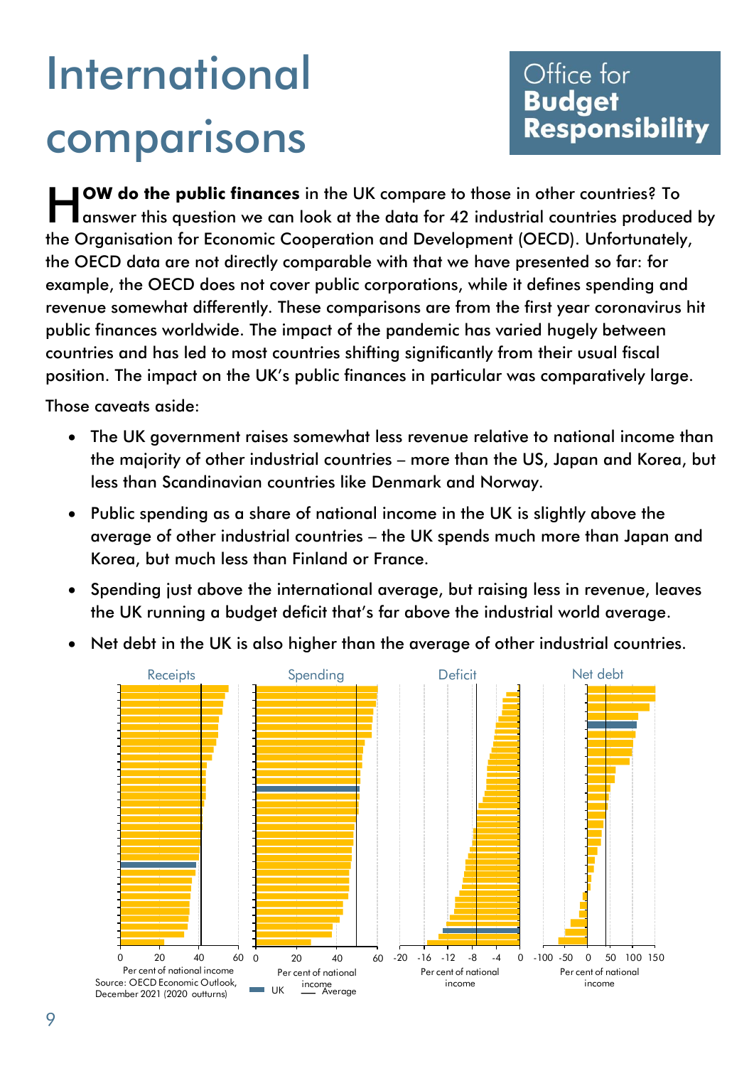# International comparisons

Office for **Budget Responsibility**

**How do the public finances** in the UK compare to those in other countries? To answer this question we can look at the data for 42 industrial countries produced by the Organisation for Economic Cooperation and Development (OECD). Unfortunately, the OECD data are not directly comparable with that we have presented so far: for example, the OECD does not cover public corporations, while it defines spending and revenue somewhat differently. These comparisons are from the first year coronavirus hit public finances worldwide. The impact of the pandemic has varied hugely between countries and has led to most countries shifting significantly from their usual fiscal position. The impact on the UK's public finances in particular was comparatively large.

Those caveats aside:

- The UK government raises somewhat less revenue relative to national income than the majority of other industrial countries – more than the US, Japan and Korea, but less than Scandinavian countries like Denmark and Norway.
- Public spending as a share of national income in the UK is slightly above the average of other industrial countries – the UK spends much more than Japan and Korea, but much less than Finland or France.
- Spending just above the international average, but raising less in revenue, leaves the UK running a budget deficit that's far above the industrial world average.
- Net debt in the UK is also higher than the average of other industrial countries.

Receipts
0 20 40 60
Per cent of national income

Spending
0 20 40 60
Per cent of national income

Deficit
-20 -16 -12 -8 -4 0
Per cent of national income

Net debt
-100 -50 0 50 100 150
Per cent of national income

UK — Average

Source: OECD Economic Outlook, December 2021 (2020 outturns)